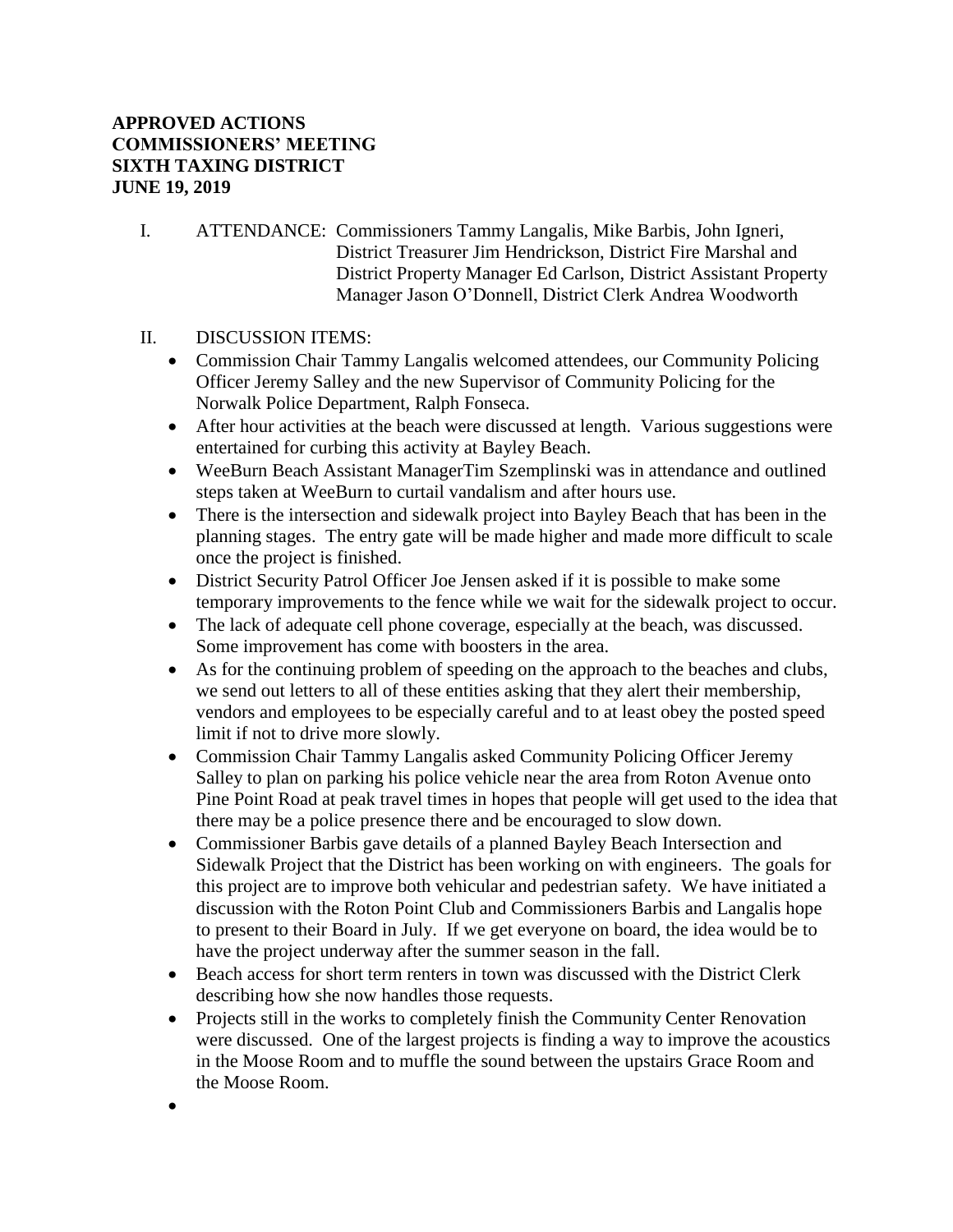**APPROVED ACTIONS**
**COMMISSIONERS' MEETING**
**SIXTH TAXING DISTRICT**
**JUNE 19, 2019**

I. ATTENDANCE: Commissioners Tammy Langalis, Mike Barbis, John Igneri, District Treasurer Jim Hendrickson, District Fire Marshal and District Property Manager Ed Carlson, District Assistant Property Manager Jason O'Donnell, District Clerk Andrea Woodworth

II. DISCUSSION ITEMS:

- Commission Chair Tammy Langalis welcomed attendees, our Community Policing Officer Jeremy Salley and the new Supervisor of Community Policing for the Norwalk Police Department, Ralph Fonseca.
- After hour activities at the beach were discussed at length. Various suggestions were entertained for curbing this activity at Bayley Beach.
- WeeBurn Beach Assistant ManagerTim Szemplinski was in attendance and outlined steps taken at WeeBurn to curtail vandalism and after hours use.
- There is the intersection and sidewalk project into Bayley Beach that has been in the planning stages. The entry gate will be made higher and made more difficult to scale once the project is finished.
- District Security Patrol Officer Joe Jensen asked if it is possible to make some temporary improvements to the fence while we wait for the sidewalk project to occur.
- The lack of adequate cell phone coverage, especially at the beach, was discussed. Some improvement has come with boosters in the area.
- As for the continuing problem of speeding on the approach to the beaches and clubs, we send out letters to all of these entities asking that they alert their membership, vendors and employees to be especially careful and to at least obey the posted speed limit if not to drive more slowly.
- Commission Chair Tammy Langalis asked Community Policing Officer Jeremy Salley to plan on parking his police vehicle near the area from Roton Avenue onto Pine Point Road at peak travel times in hopes that people will get used to the idea that there may be a police presence there and be encouraged to slow down.
- Commissioner Barbis gave details of a planned Bayley Beach Intersection and Sidewalk Project that the District has been working on with engineers. The goals for this project are to improve both vehicular and pedestrian safety. We have initiated a discussion with the Roton Point Club and Commissioners Barbis and Langalis hope to present to their Board in July. If we get everyone on board, the idea would be to have the project underway after the summer season in the fall.
- Beach access for short term renters in town was discussed with the District Clerk describing how she now handles those requests.
- Projects still in the works to completely finish the Community Center Renovation were discussed. One of the largest projects is finding a way to improve the acoustics in the Moose Room and to muffle the sound between the upstairs Grace Room and the Moose Room.
-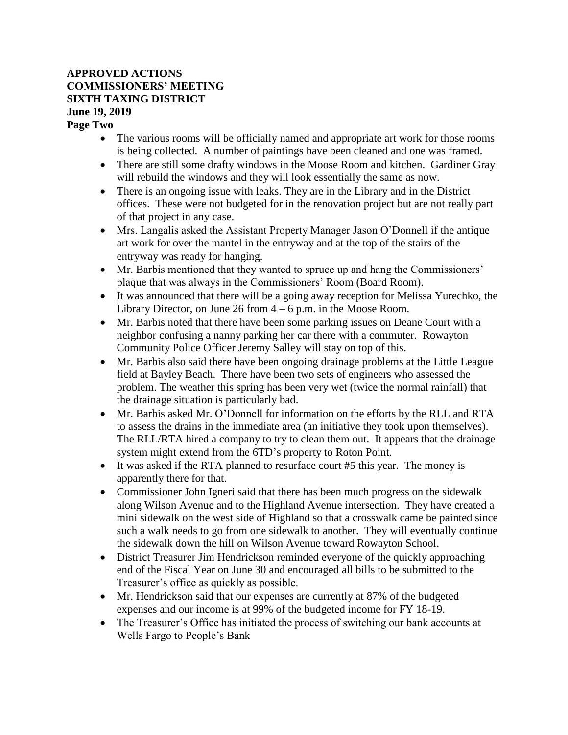**APPROVED ACTIONS**
**COMMISSIONERS' MEETING**
**SIXTH TAXING DISTRICT**
**June 19, 2019**
**Page Two**

- The various rooms will be officially named and appropriate art work for those rooms is being collected. A number of paintings have been cleaned and one was framed.
- There are still some drafty windows in the Moose Room and kitchen. Gardiner Gray will rebuild the windows and they will look essentially the same as now.
- There is an ongoing issue with leaks. They are in the Library and in the District offices. These were not budgeted for in the renovation project but are not really part of that project in any case.
- Mrs. Langalis asked the Assistant Property Manager Jason O'Donnell if the antique art work for over the mantel in the entryway and at the top of the stairs of the entryway was ready for hanging.
- Mr. Barbis mentioned that they wanted to spruce up and hang the Commissioners' plaque that was always in the Commissioners' Room (Board Room).
- It was announced that there will be a going away reception for Melissa Yurechko, the Library Director, on June 26 from 4 – 6 p.m. in the Moose Room.
- Mr. Barbis noted that there have been some parking issues on Deane Court with a neighbor confusing a nanny parking her car there with a commuter. Rowayton Community Police Officer Jeremy Salley will stay on top of this.
- Mr. Barbis also said there have been ongoing drainage problems at the Little League field at Bayley Beach. There have been two sets of engineers who assessed the problem. The weather this spring has been very wet (twice the normal rainfall) that the drainage situation is particularly bad.
- Mr. Barbis asked Mr. O'Donnell for information on the efforts by the RLL and RTA to assess the drains in the immediate area (an initiative they took upon themselves). The RLL/RTA hired a company to try to clean them out. It appears that the drainage system might extend from the 6TD's property to Roton Point.
- It was asked if the RTA planned to resurface court #5 this year. The money is apparently there for that.
- Commissioner John Igneri said that there has been much progress on the sidewalk along Wilson Avenue and to the Highland Avenue intersection. They have created a mini sidewalk on the west side of Highland so that a crosswalk came be painted since such a walk needs to go from one sidewalk to another. They will eventually continue the sidewalk down the hill on Wilson Avenue toward Rowayton School.
- District Treasurer Jim Hendrickson reminded everyone of the quickly approaching end of the Fiscal Year on June 30 and encouraged all bills to be submitted to the Treasurer's office as quickly as possible.
- Mr. Hendrickson said that our expenses are currently at 87% of the budgeted expenses and our income is at 99% of the budgeted income for FY 18-19.
- The Treasurer's Office has initiated the process of switching our bank accounts at Wells Fargo to People's Bank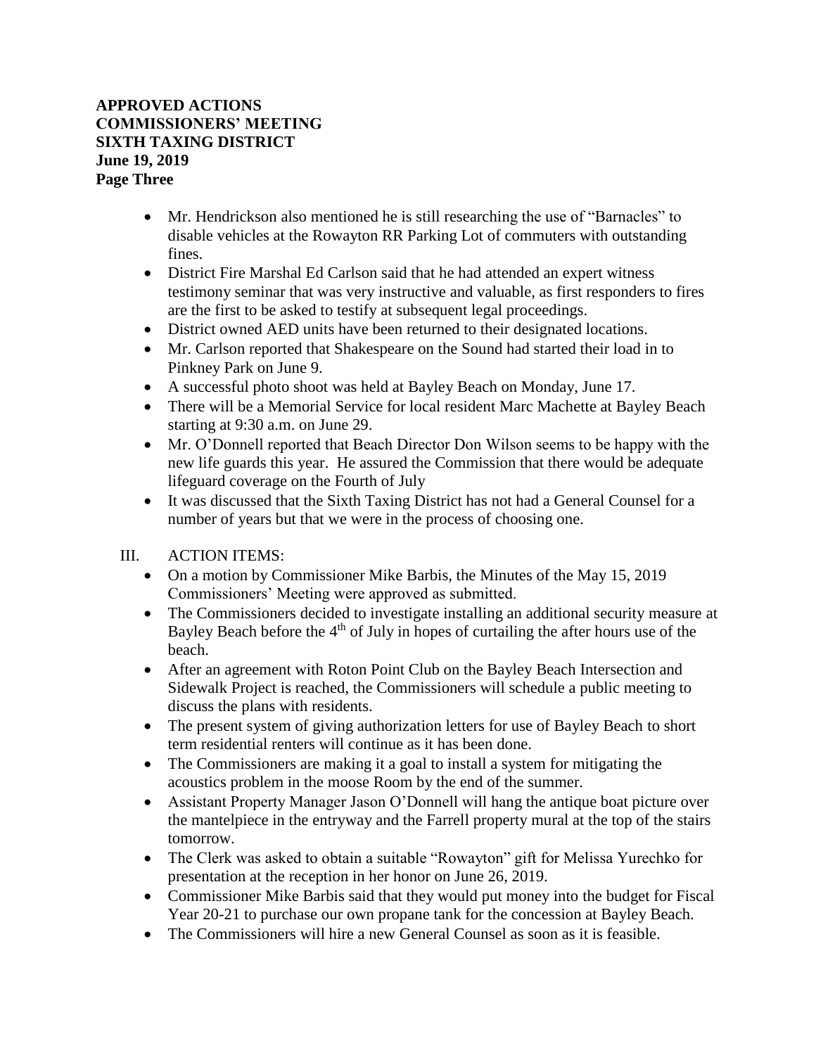**APPROVED ACTIONS**
**COMMISSIONERS' MEETING**
**SIXTH TAXING DISTRICT**
**June 19, 2019**
**Page Three**

- Mr. Hendrickson also mentioned he is still researching the use of "Barnacles" to disable vehicles at the Rowayton RR Parking Lot of commuters with outstanding fines.
- District Fire Marshal Ed Carlson said that he had attended an expert witness testimony seminar that was very instructive and valuable, as first responders to fires are the first to be asked to testify at subsequent legal proceedings.
- District owned AED units have been returned to their designated locations.
- Mr. Carlson reported that Shakespeare on the Sound had started their load in to Pinkney Park on June 9.
- A successful photo shoot was held at Bayley Beach on Monday, June 17.
- There will be a Memorial Service for local resident Marc Machette at Bayley Beach starting at 9:30 a.m. on June 29.
- Mr. O'Donnell reported that Beach Director Don Wilson seems to be happy with the new life guards this year. He assured the Commission that there would be adequate lifeguard coverage on the Fourth of July
- It was discussed that the Sixth Taxing District has not had a General Counsel for a number of years but that we were in the process of choosing one.

III. ACTION ITEMS:

- On a motion by Commissioner Mike Barbis, the Minutes of the May 15, 2019 Commissioners' Meeting were approved as submitted.
- The Commissioners decided to investigate installing an additional security measure at Bayley Beach before the 4th of July in hopes of curtailing the after hours use of the beach.
- After an agreement with Roton Point Club on the Bayley Beach Intersection and Sidewalk Project is reached, the Commissioners will schedule a public meeting to discuss the plans with residents.
- The present system of giving authorization letters for use of Bayley Beach to short term residential renters will continue as it has been done.
- The Commissioners are making it a goal to install a system for mitigating the acoustics problem in the moose Room by the end of the summer.
- Assistant Property Manager Jason O'Donnell will hang the antique boat picture over the mantelpiece in the entryway and the Farrell property mural at the top of the stairs tomorrow.
- The Clerk was asked to obtain a suitable "Rowayton" gift for Melissa Yurechko for presentation at the reception in her honor on June 26, 2019.
- Commissioner Mike Barbis said that they would put money into the budget for Fiscal Year 20-21 to purchase our own propane tank for the concession at Bayley Beach.
- The Commissioners will hire a new General Counsel as soon as it is feasible.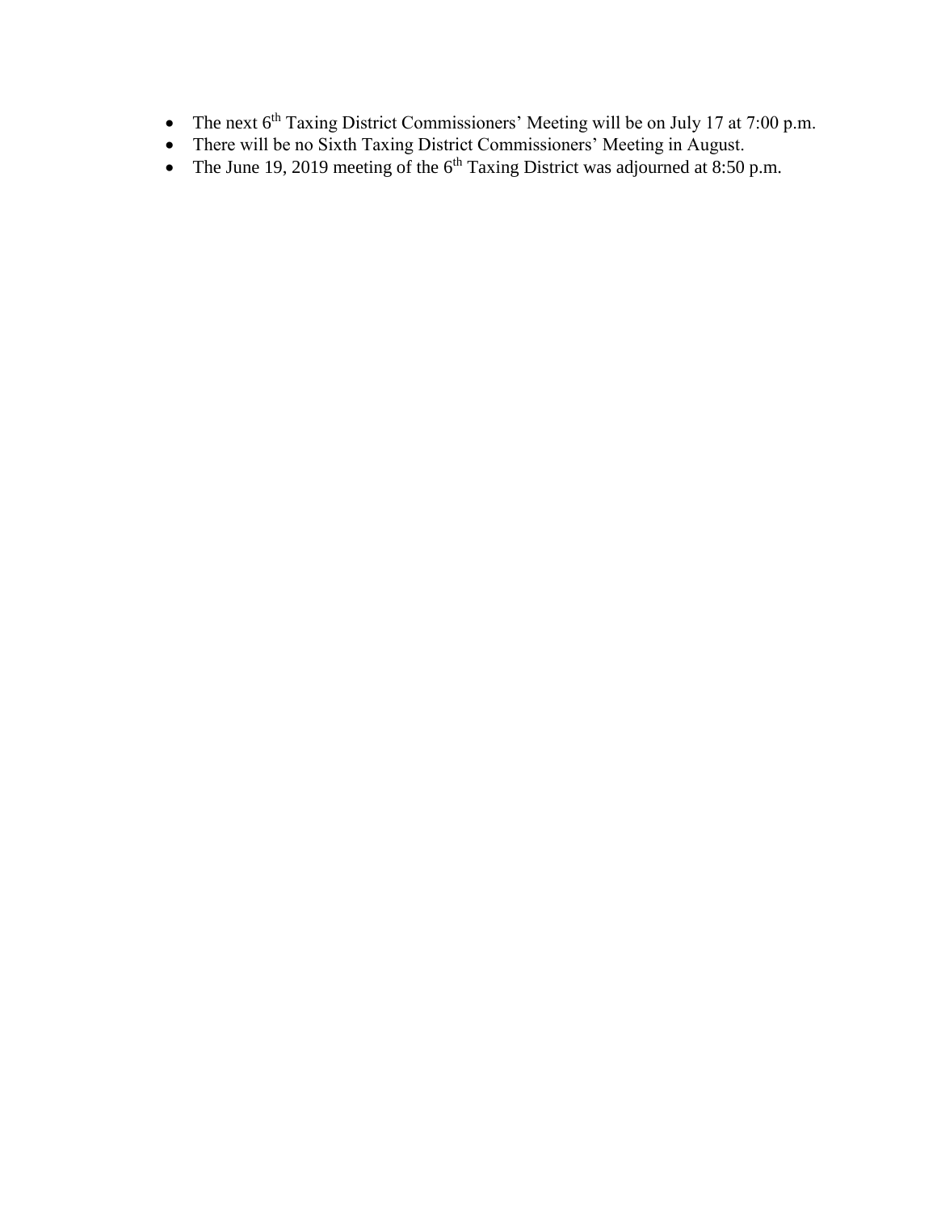- The next 6th Taxing District Commissioners' Meeting will be on July 17 at 7:00 p.m.
- There will be no Sixth Taxing District Commissioners' Meeting in August.
- The June 19, 2019 meeting of the 6th Taxing District was adjourned at 8:50 p.m.